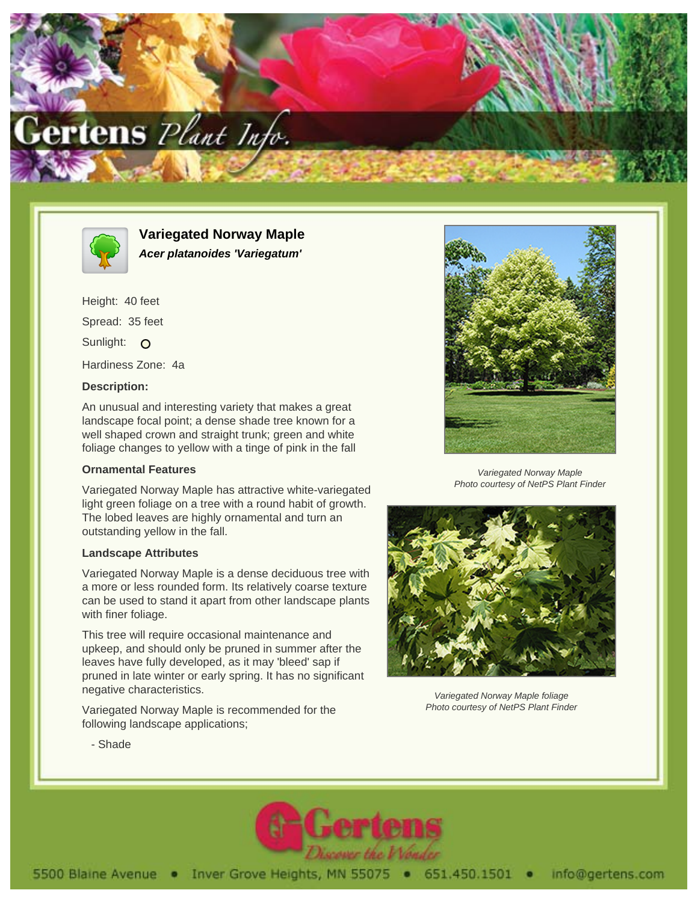# Variegated Norway Maple

***Acer platanoides 'Variegatum'***

Height: 40 feet

Spread: 35 feet

Sunlight: O

Hardiness Zone: 4a

**Description:**

An unusual and interesting variety that makes a great landscape focal point; a dense shade tree known for a well shaped crown and straight trunk; green and white foliage changes to yellow with a tinge of pink in the fall

**Ornamental Features**

Variegated Norway Maple has attractive white-variegated light green foliage on a tree with a round habit of growth. The lobed leaves are highly ornamental and turn an outstanding yellow in the fall.

**Landscape Attributes**

Variegated Norway Maple is a dense deciduous tree with a more or less rounded form. Its relatively coarse texture can be used to stand it apart from other landscape plants with finer foliage.

This tree will require occasional maintenance and upkeep, and should only be pruned in summer after the leaves have fully developed, as it may 'bleed' sap if pruned in late winter or early spring. It has no significant negative characteristics.

Variegated Norway Maple is recommended for the following landscape applications;

- Shade

*Variegated Norway Maple*
*Photo courtesy of NetPS Plant Finder*

*Variegated Norway Maple foliage*
*Photo courtesy of NetPS Plant Finder*

5500 Blaine Avenue • Inver Grove Heights, MN 55075 • 651.450.1501 • info@gertens.com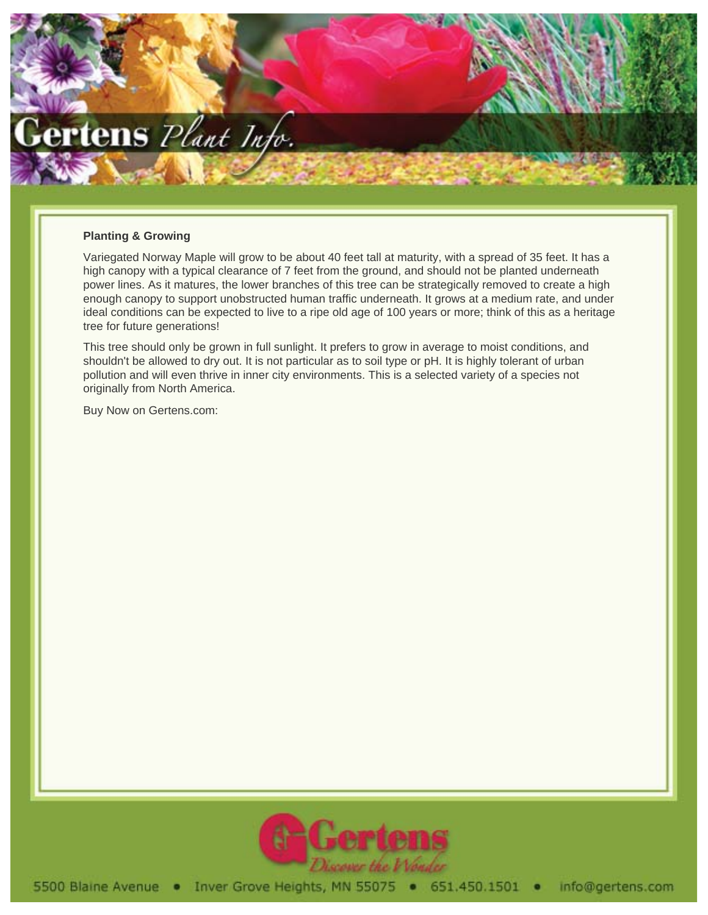**Planting & Growing**

Variegated Norway Maple will grow to be about 40 feet tall at maturity, with a spread of 35 feet. It has a high canopy with a typical clearance of 7 feet from the ground, and should not be planted underneath power lines. As it matures, the lower branches of this tree can be strategically removed to create a high enough canopy to support unobstructed human traffic underneath. It grows at a medium rate, and under ideal conditions can be expected to live to a ripe old age of 100 years or more; think of this as a heritage tree for future generations!

This tree should only be grown in full sunlight. It prefers to grow in average to moist conditions, and shouldn't be allowed to dry out. It is not particular as to soil type or pH. It is highly tolerant of urban pollution and will even thrive in inner city environments. This is a selected variety of a species not originally from North America.

Buy Now on Gertens.com: